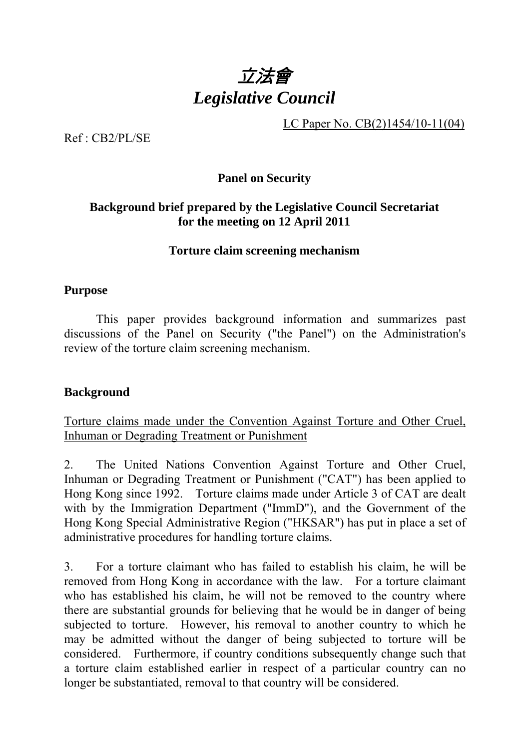# *立法會*
# *Legislative Council*

LC Paper No. CB(2)1454/10-11(04)

Ref : CB2/PL/SE

**Panel on Security**

**Background brief prepared by the Legislative Council Secretariat for the meeting on 12 April 2011**

**Torture claim screening mechanism**

## Purpose

This paper provides background information and summarizes past discussions of the Panel on Security ("the Panel") on the Administration's review of the torture claim screening mechanism.

## Background

Torture claims made under the Convention Against Torture and Other Cruel, Inhuman or Degrading Treatment or Punishment

2. The United Nations Convention Against Torture and Other Cruel, Inhuman or Degrading Treatment or Punishment ("CAT") has been applied to Hong Kong since 1992. Torture claims made under Article 3 of CAT are dealt with by the Immigration Department ("ImmD"), and the Government of the Hong Kong Special Administrative Region ("HKSAR") has put in place a set of administrative procedures for handling torture claims.

3. For a torture claimant who has failed to establish his claim, he will be removed from Hong Kong in accordance with the law. For a torture claimant who has established his claim, he will not be removed to the country where there are substantial grounds for believing that he would be in danger of being subjected to torture. However, his removal to another country to which he may be admitted without the danger of being subjected to torture will be considered. Furthermore, if country conditions subsequently change such that a torture claim established earlier in respect of a particular country can no longer be substantiated, removal to that country will be considered.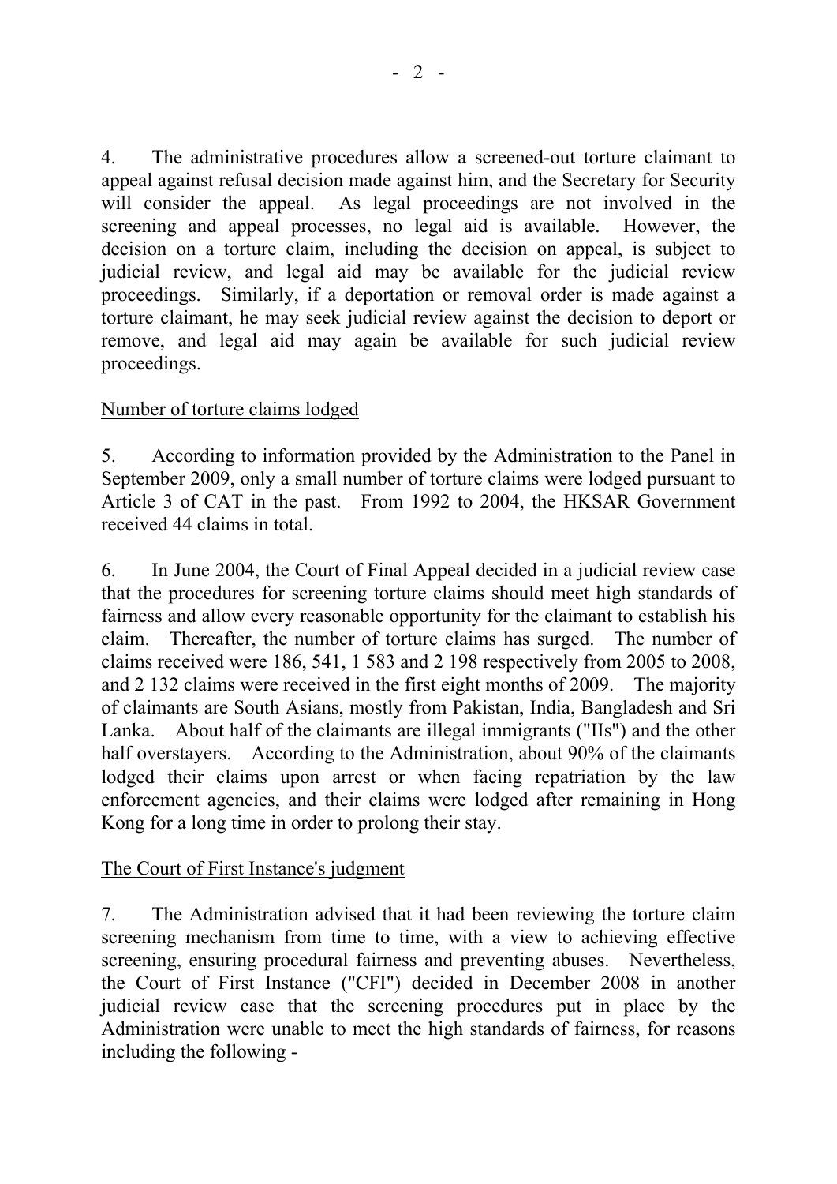4. The administrative procedures allow a screened-out torture claimant to appeal against refusal decision made against him, and the Secretary for Security will consider the appeal. As legal proceedings are not involved in the screening and appeal processes, no legal aid is available. However, the decision on a torture claim, including the decision on appeal, is subject to judicial review, and legal aid may be available for the judicial review proceedings. Similarly, if a deportation or removal order is made against a torture claimant, he may seek judicial review against the decision to deport or remove, and legal aid may again be available for such judicial review proceedings.

Number of torture claims lodged

5. According to information provided by the Administration to the Panel in September 2009, only a small number of torture claims were lodged pursuant to Article 3 of CAT in the past. From 1992 to 2004, the HKSAR Government received 44 claims in total.

6. In June 2004, the Court of Final Appeal decided in a judicial review case that the procedures for screening torture claims should meet high standards of fairness and allow every reasonable opportunity for the claimant to establish his claim. Thereafter, the number of torture claims has surged. The number of claims received were 186, 541, 1 583 and 2 198 respectively from 2005 to 2008, and 2 132 claims were received in the first eight months of 2009. The majority of claimants are South Asians, mostly from Pakistan, India, Bangladesh and Sri Lanka. About half of the claimants are illegal immigrants ("IIs") and the other half overstayers. According to the Administration, about 90% of the claimants lodged their claims upon arrest or when facing repatriation by the law enforcement agencies, and their claims were lodged after remaining in Hong Kong for a long time in order to prolong their stay.

The Court of First Instance's judgment

7. The Administration advised that it had been reviewing the torture claim screening mechanism from time to time, with a view to achieving effective screening, ensuring procedural fairness and preventing abuses. Nevertheless, the Court of First Instance ("CFI") decided in December 2008 in another judicial review case that the screening procedures put in place by the Administration were unable to meet the high standards of fairness, for reasons including the following -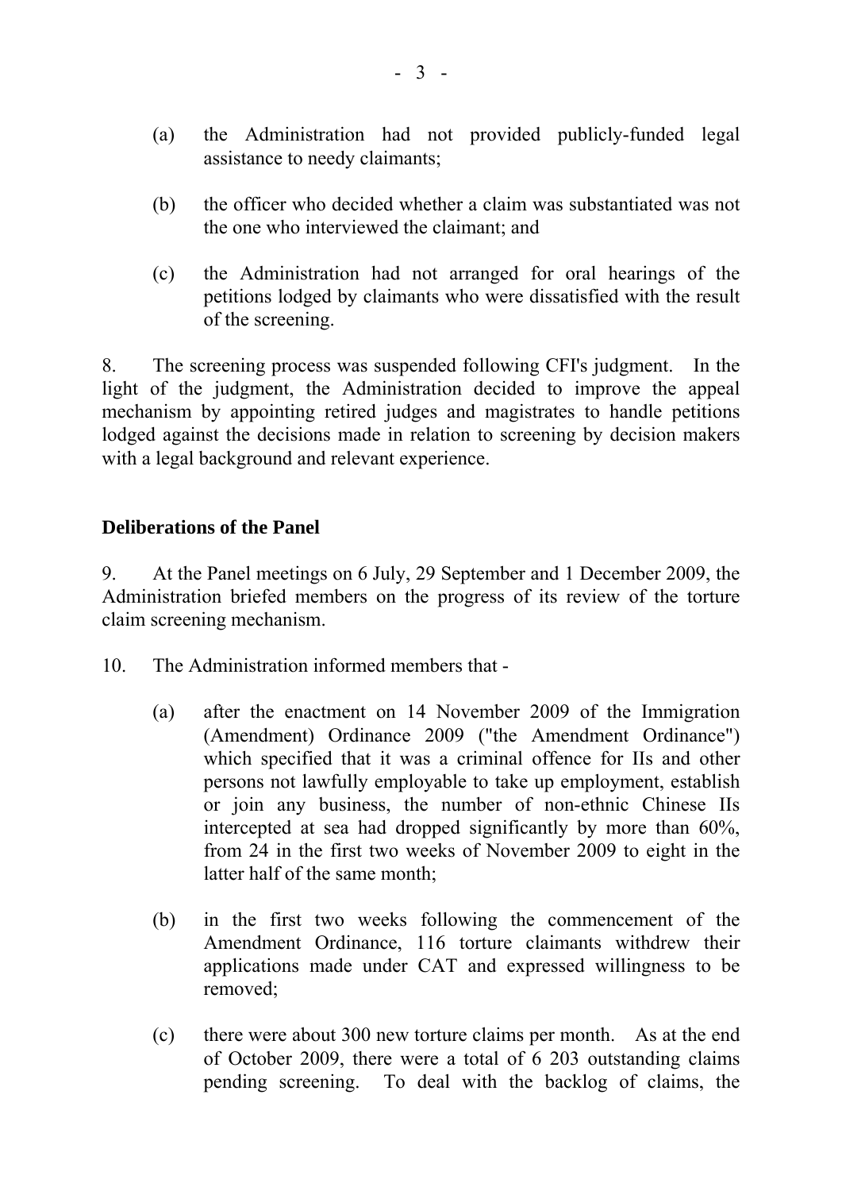(a) the Administration had not provided publicly-funded legal assistance to needy claimants;

(b) the officer who decided whether a claim was substantiated was not the one who interviewed the claimant; and

(c) the Administration had not arranged for oral hearings of the petitions lodged by claimants who were dissatisfied with the result of the screening.

8. The screening process was suspended following CFI's judgment. In the light of the judgment, the Administration decided to improve the appeal mechanism by appointing retired judges and magistrates to handle petitions lodged against the decisions made in relation to screening by decision makers with a legal background and relevant experience.

## Deliberations of the Panel

9. At the Panel meetings on 6 July, 29 September and 1 December 2009, the Administration briefed members on the progress of its review of the torture claim screening mechanism.

10. The Administration informed members that -

(a) after the enactment on 14 November 2009 of the Immigration (Amendment) Ordinance 2009 ("the Amendment Ordinance") which specified that it was a criminal offence for IIs and other persons not lawfully employable to take up employment, establish or join any business, the number of non-ethnic Chinese IIs intercepted at sea had dropped significantly by more than 60%, from 24 in the first two weeks of November 2009 to eight in the latter half of the same month;

(b) in the first two weeks following the commencement of the Amendment Ordinance, 116 torture claimants withdrew their applications made under CAT and expressed willingness to be removed;

(c) there were about 300 new torture claims per month. As at the end of October 2009, there were a total of 6 203 outstanding claims pending screening. To deal with the backlog of claims, the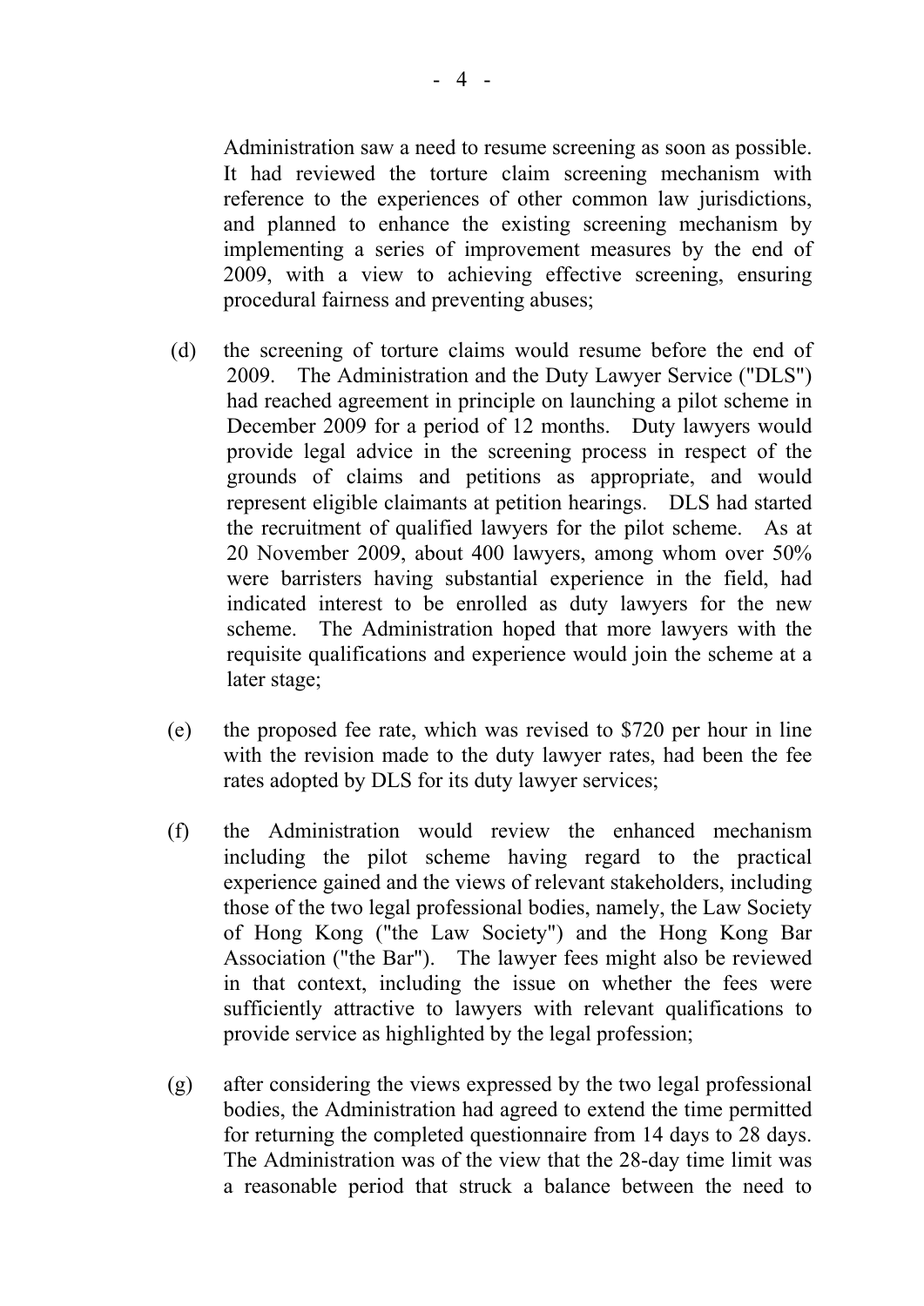Administration saw a need to resume screening as soon as possible. It had reviewed the torture claim screening mechanism with reference to the experiences of other common law jurisdictions, and planned to enhance the existing screening mechanism by implementing a series of improvement measures by the end of 2009, with a view to achieving effective screening, ensuring procedural fairness and preventing abuses;

(d) the screening of torture claims would resume before the end of 2009. The Administration and the Duty Lawyer Service ("DLS") had reached agreement in principle on launching a pilot scheme in December 2009 for a period of 12 months. Duty lawyers would provide legal advice in the screening process in respect of the grounds of claims and petitions as appropriate, and would represent eligible claimants at petition hearings. DLS had started the recruitment of qualified lawyers for the pilot scheme. As at 20 November 2009, about 400 lawyers, among whom over 50% were barristers having substantial experience in the field, had indicated interest to be enrolled as duty lawyers for the new scheme. The Administration hoped that more lawyers with the requisite qualifications and experience would join the scheme at a later stage;

(e) the proposed fee rate, which was revised to $720 per hour in line with the revision made to the duty lawyer rates, had been the fee rates adopted by DLS for its duty lawyer services;

(f) the Administration would review the enhanced mechanism including the pilot scheme having regard to the practical experience gained and the views of relevant stakeholders, including those of the two legal professional bodies, namely, the Law Society of Hong Kong ("the Law Society") and the Hong Kong Bar Association ("the Bar"). The lawyer fees might also be reviewed in that context, including the issue on whether the fees were sufficiently attractive to lawyers with relevant qualifications to provide service as highlighted by the legal profession;

(g) after considering the views expressed by the two legal professional bodies, the Administration had agreed to extend the time permitted for returning the completed questionnaire from 14 days to 28 days. The Administration was of the view that the 28-day time limit was a reasonable period that struck a balance between the need to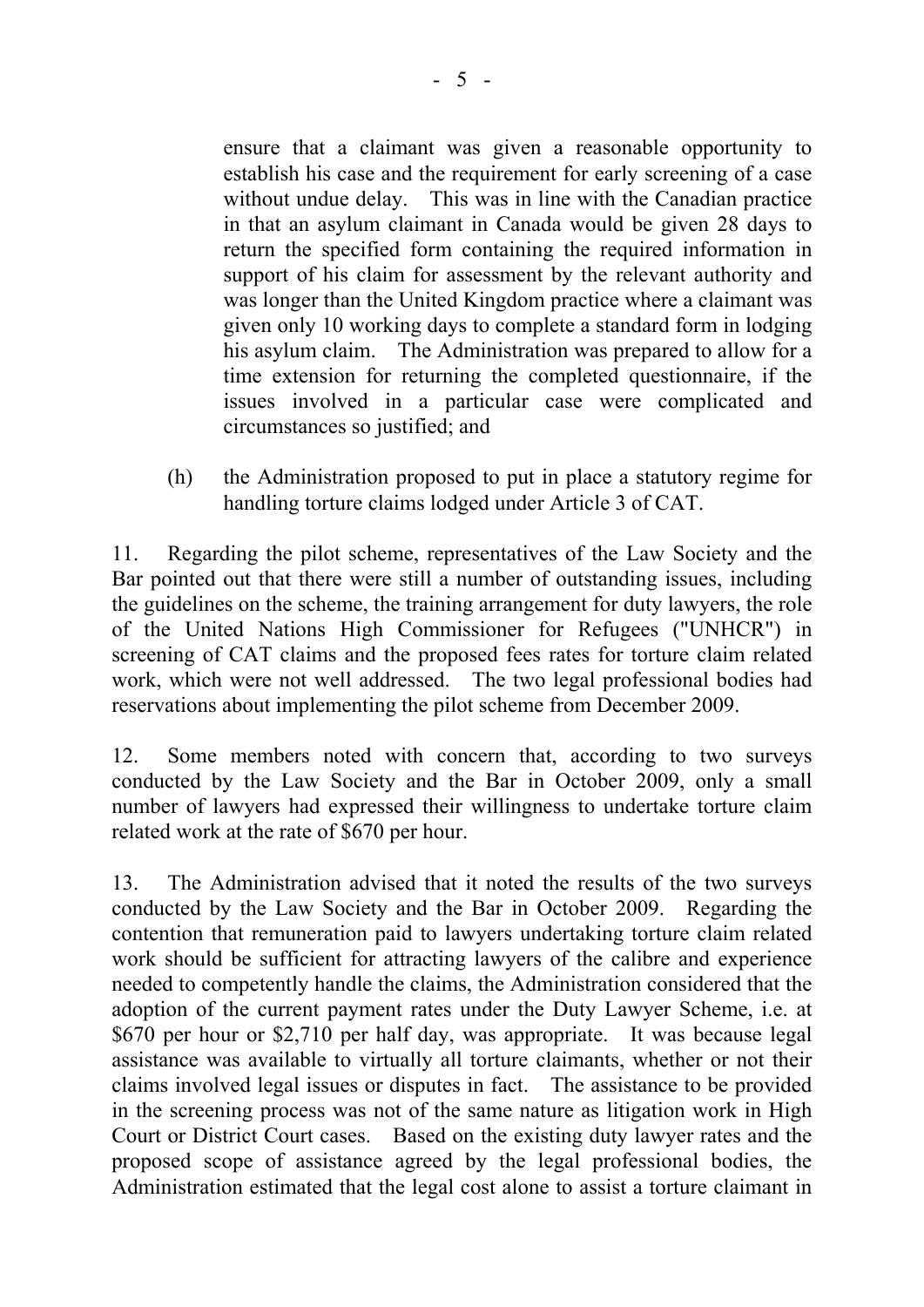ensure that a claimant was given a reasonable opportunity to establish his case and the requirement for early screening of a case without undue delay. This was in line with the Canadian practice in that an asylum claimant in Canada would be given 28 days to return the specified form containing the required information in support of his claim for assessment by the relevant authority and was longer than the United Kingdom practice where a claimant was given only 10 working days to complete a standard form in lodging his asylum claim. The Administration was prepared to allow for a time extension for returning the completed questionnaire, if the issues involved in a particular case were complicated and circumstances so justified; and

(h) the Administration proposed to put in place a statutory regime for handling torture claims lodged under Article 3 of CAT.

11. Regarding the pilot scheme, representatives of the Law Society and the Bar pointed out that there were still a number of outstanding issues, including the guidelines on the scheme, the training arrangement for duty lawyers, the role of the United Nations High Commissioner for Refugees ("UNHCR") in screening of CAT claims and the proposed fees rates for torture claim related work, which were not well addressed. The two legal professional bodies had reservations about implementing the pilot scheme from December 2009.

12. Some members noted with concern that, according to two surveys conducted by the Law Society and the Bar in October 2009, only a small number of lawyers had expressed their willingness to undertake torture claim related work at the rate of $670 per hour.

13. The Administration advised that it noted the results of the two surveys conducted by the Law Society and the Bar in October 2009. Regarding the contention that remuneration paid to lawyers undertaking torture claim related work should be sufficient for attracting lawyers of the calibre and experience needed to competently handle the claims, the Administration considered that the adoption of the current payment rates under the Duty Lawyer Scheme, i.e. at $670 per hour or $2,710 per half day, was appropriate. It was because legal assistance was available to virtually all torture claimants, whether or not their claims involved legal issues or disputes in fact. The assistance to be provided in the screening process was not of the same nature as litigation work in High Court or District Court cases. Based on the existing duty lawyer rates and the proposed scope of assistance agreed by the legal professional bodies, the Administration estimated that the legal cost alone to assist a torture claimant in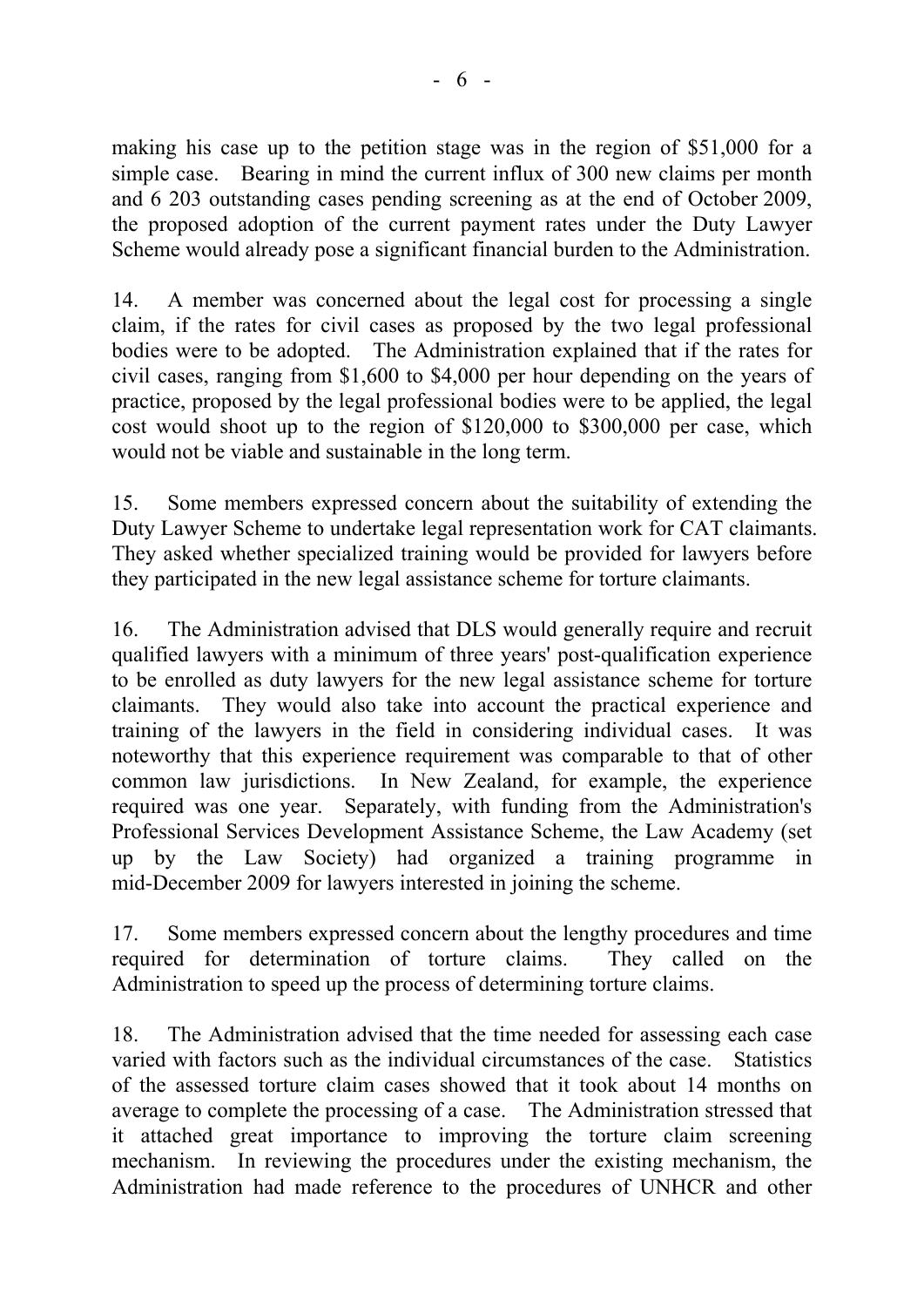making his case up to the petition stage was in the region of $51,000 for a simple case. Bearing in mind the current influx of 300 new claims per month and 6 203 outstanding cases pending screening as at the end of October 2009, the proposed adoption of the current payment rates under the Duty Lawyer Scheme would already pose a significant financial burden to the Administration.

14. A member was concerned about the legal cost for processing a single claim, if the rates for civil cases as proposed by the two legal professional bodies were to be adopted. The Administration explained that if the rates for civil cases, ranging from $1,600 to $4,000 per hour depending on the years of practice, proposed by the legal professional bodies were to be applied, the legal cost would shoot up to the region of $120,000 to $300,000 per case, which would not be viable and sustainable in the long term.

15. Some members expressed concern about the suitability of extending the Duty Lawyer Scheme to undertake legal representation work for CAT claimants. They asked whether specialized training would be provided for lawyers before they participated in the new legal assistance scheme for torture claimants.

16. The Administration advised that DLS would generally require and recruit qualified lawyers with a minimum of three years' post-qualification experience to be enrolled as duty lawyers for the new legal assistance scheme for torture claimants. They would also take into account the practical experience and training of the lawyers in the field in considering individual cases. It was noteworthy that this experience requirement was comparable to that of other common law jurisdictions. In New Zealand, for example, the experience required was one year. Separately, with funding from the Administration's Professional Services Development Assistance Scheme, the Law Academy (set up by the Law Society) had organized a training programme in mid-December 2009 for lawyers interested in joining the scheme.

17. Some members expressed concern about the lengthy procedures and time required for determination of torture claims. They called on the Administration to speed up the process of determining torture claims.

18. The Administration advised that the time needed for assessing each case varied with factors such as the individual circumstances of the case. Statistics of the assessed torture claim cases showed that it took about 14 months on average to complete the processing of a case. The Administration stressed that it attached great importance to improving the torture claim screening mechanism. In reviewing the procedures under the existing mechanism, the Administration had made reference to the procedures of UNHCR and other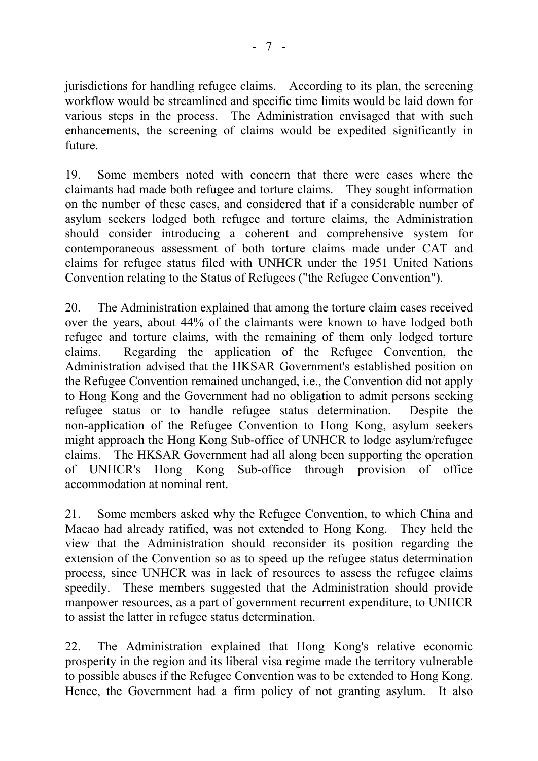jurisdictions for handling refugee claims. According to its plan, the screening workflow would be streamlined and specific time limits would be laid down for various steps in the process. The Administration envisaged that with such enhancements, the screening of claims would be expedited significantly in future.

19. Some members noted with concern that there were cases where the claimants had made both refugee and torture claims. They sought information on the number of these cases, and considered that if a considerable number of asylum seekers lodged both refugee and torture claims, the Administration should consider introducing a coherent and comprehensive system for contemporaneous assessment of both torture claims made under CAT and claims for refugee status filed with UNHCR under the 1951 United Nations Convention relating to the Status of Refugees ("the Refugee Convention").

20. The Administration explained that among the torture claim cases received over the years, about 44% of the claimants were known to have lodged both refugee and torture claims, with the remaining of them only lodged torture claims. Regarding the application of the Refugee Convention, the Administration advised that the HKSAR Government's established position on the Refugee Convention remained unchanged, i.e., the Convention did not apply to Hong Kong and the Government had no obligation to admit persons seeking refugee status or to handle refugee status determination. Despite the non-application of the Refugee Convention to Hong Kong, asylum seekers might approach the Hong Kong Sub-office of UNHCR to lodge asylum/refugee claims. The HKSAR Government had all along been supporting the operation of UNHCR's Hong Kong Sub-office through provision of office accommodation at nominal rent.

21. Some members asked why the Refugee Convention, to which China and Macao had already ratified, was not extended to Hong Kong. They held the view that the Administration should reconsider its position regarding the extension of the Convention so as to speed up the refugee status determination process, since UNHCR was in lack of resources to assess the refugee claims speedily. These members suggested that the Administration should provide manpower resources, as a part of government recurrent expenditure, to UNHCR to assist the latter in refugee status determination.

22. The Administration explained that Hong Kong's relative economic prosperity in the region and its liberal visa regime made the territory vulnerable to possible abuses if the Refugee Convention was to be extended to Hong Kong. Hence, the Government had a firm policy of not granting asylum. It also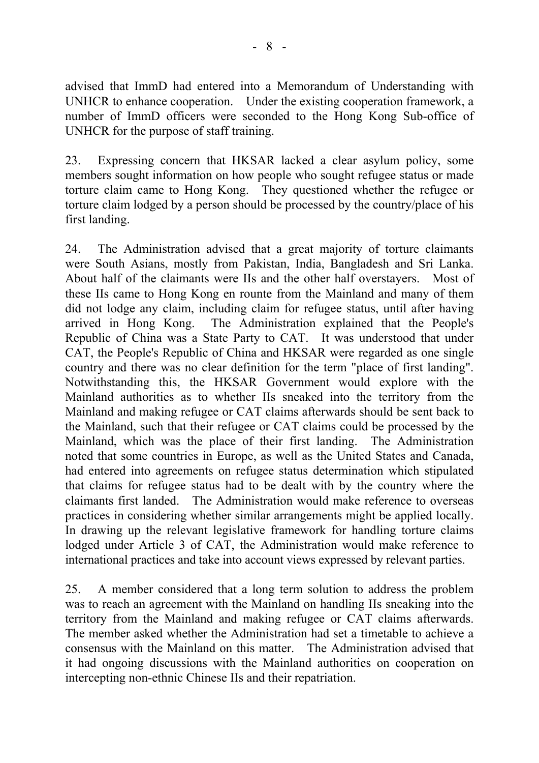advised that ImmD had entered into a Memorandum of Understanding with UNHCR to enhance cooperation. Under the existing cooperation framework, a number of ImmD officers were seconded to the Hong Kong Sub-office of UNHCR for the purpose of staff training.

23. Expressing concern that HKSAR lacked a clear asylum policy, some members sought information on how people who sought refugee status or made torture claim came to Hong Kong. They questioned whether the refugee or torture claim lodged by a person should be processed by the country/place of his first landing.

24. The Administration advised that a great majority of torture claimants were South Asians, mostly from Pakistan, India, Bangladesh and Sri Lanka. About half of the claimants were IIs and the other half overstayers. Most of these IIs came to Hong Kong en rounte from the Mainland and many of them did not lodge any claim, including claim for refugee status, until after having arrived in Hong Kong. The Administration explained that the People's Republic of China was a State Party to CAT. It was understood that under CAT, the People's Republic of China and HKSAR were regarded as one single country and there was no clear definition for the term "place of first landing". Notwithstanding this, the HKSAR Government would explore with the Mainland authorities as to whether IIs sneaked into the territory from the Mainland and making refugee or CAT claims afterwards should be sent back to the Mainland, such that their refugee or CAT claims could be processed by the Mainland, which was the place of their first landing. The Administration noted that some countries in Europe, as well as the United States and Canada, had entered into agreements on refugee status determination which stipulated that claims for refugee status had to be dealt with by the country where the claimants first landed. The Administration would make reference to overseas practices in considering whether similar arrangements might be applied locally. In drawing up the relevant legislative framework for handling torture claims lodged under Article 3 of CAT, the Administration would make reference to international practices and take into account views expressed by relevant parties.

25. A member considered that a long term solution to address the problem was to reach an agreement with the Mainland on handling IIs sneaking into the territory from the Mainland and making refugee or CAT claims afterwards. The member asked whether the Administration had set a timetable to achieve a consensus with the Mainland on this matter. The Administration advised that it had ongoing discussions with the Mainland authorities on cooperation on intercepting non-ethnic Chinese IIs and their repatriation.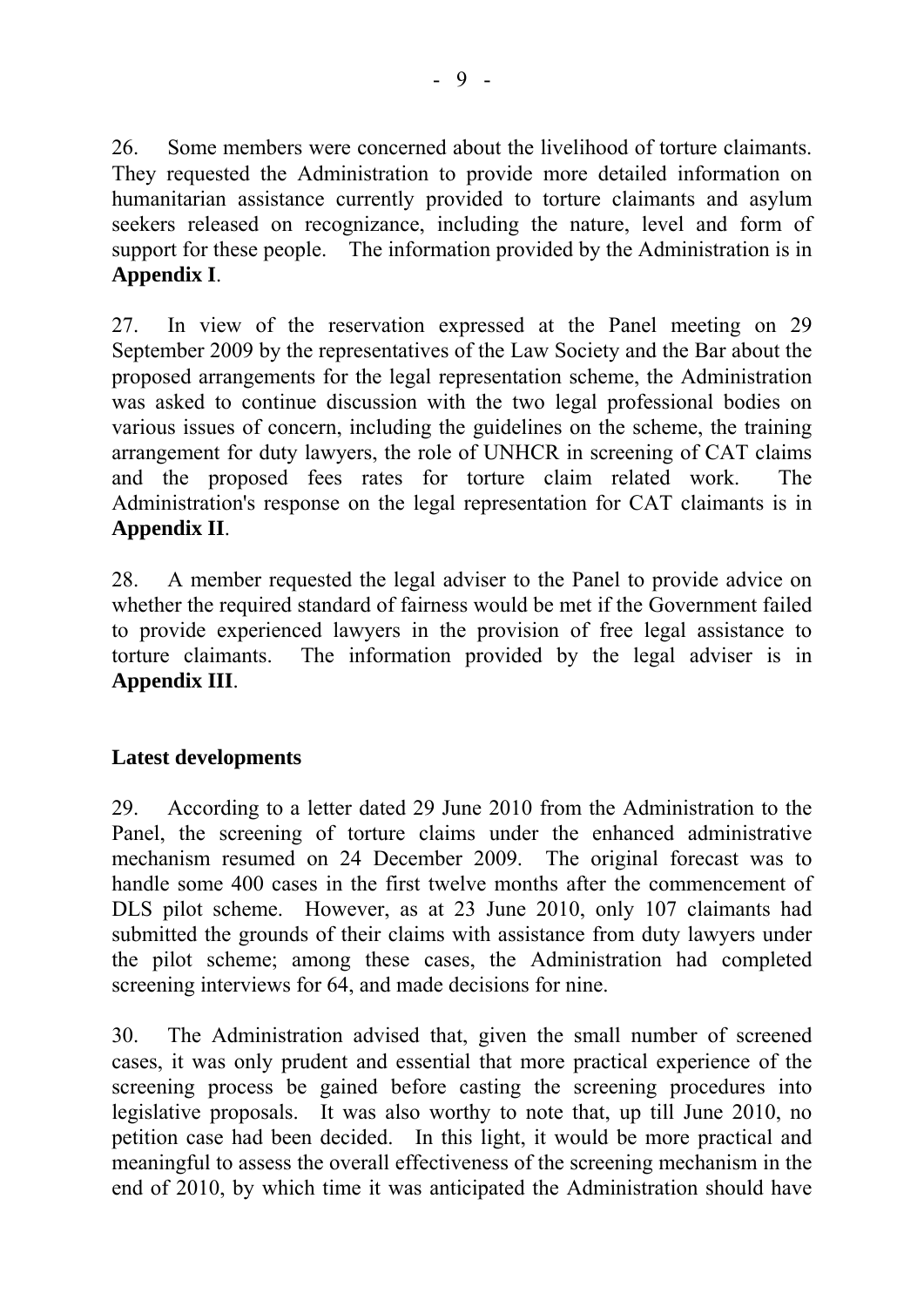26. Some members were concerned about the livelihood of torture claimants. They requested the Administration to provide more detailed information on humanitarian assistance currently provided to torture claimants and asylum seekers released on recognizance, including the nature, level and form of support for these people. The information provided by the Administration is in **Appendix I**.

27. In view of the reservation expressed at the Panel meeting on 29 September 2009 by the representatives of the Law Society and the Bar about the proposed arrangements for the legal representation scheme, the Administration was asked to continue discussion with the two legal professional bodies on various issues of concern, including the guidelines on the scheme, the training arrangement for duty lawyers, the role of UNHCR in screening of CAT claims and the proposed fees rates for torture claim related work. The Administration's response on the legal representation for CAT claimants is in **Appendix II**.

28. A member requested the legal adviser to the Panel to provide advice on whether the required standard of fairness would be met if the Government failed to provide experienced lawyers in the provision of free legal assistance to torture claimants. The information provided by the legal adviser is in **Appendix III**.

**Latest developments**

29. According to a letter dated 29 June 2010 from the Administration to the Panel, the screening of torture claims under the enhanced administrative mechanism resumed on 24 December 2009. The original forecast was to handle some 400 cases in the first twelve months after the commencement of DLS pilot scheme. However, as at 23 June 2010, only 107 claimants had submitted the grounds of their claims with assistance from duty lawyers under the pilot scheme; among these cases, the Administration had completed screening interviews for 64, and made decisions for nine.

30. The Administration advised that, given the small number of screened cases, it was only prudent and essential that more practical experience of the screening process be gained before casting the screening procedures into legislative proposals. It was also worthy to note that, up till June 2010, no petition case had been decided. In this light, it would be more practical and meaningful to assess the overall effectiveness of the screening mechanism in the end of 2010, by which time it was anticipated the Administration should have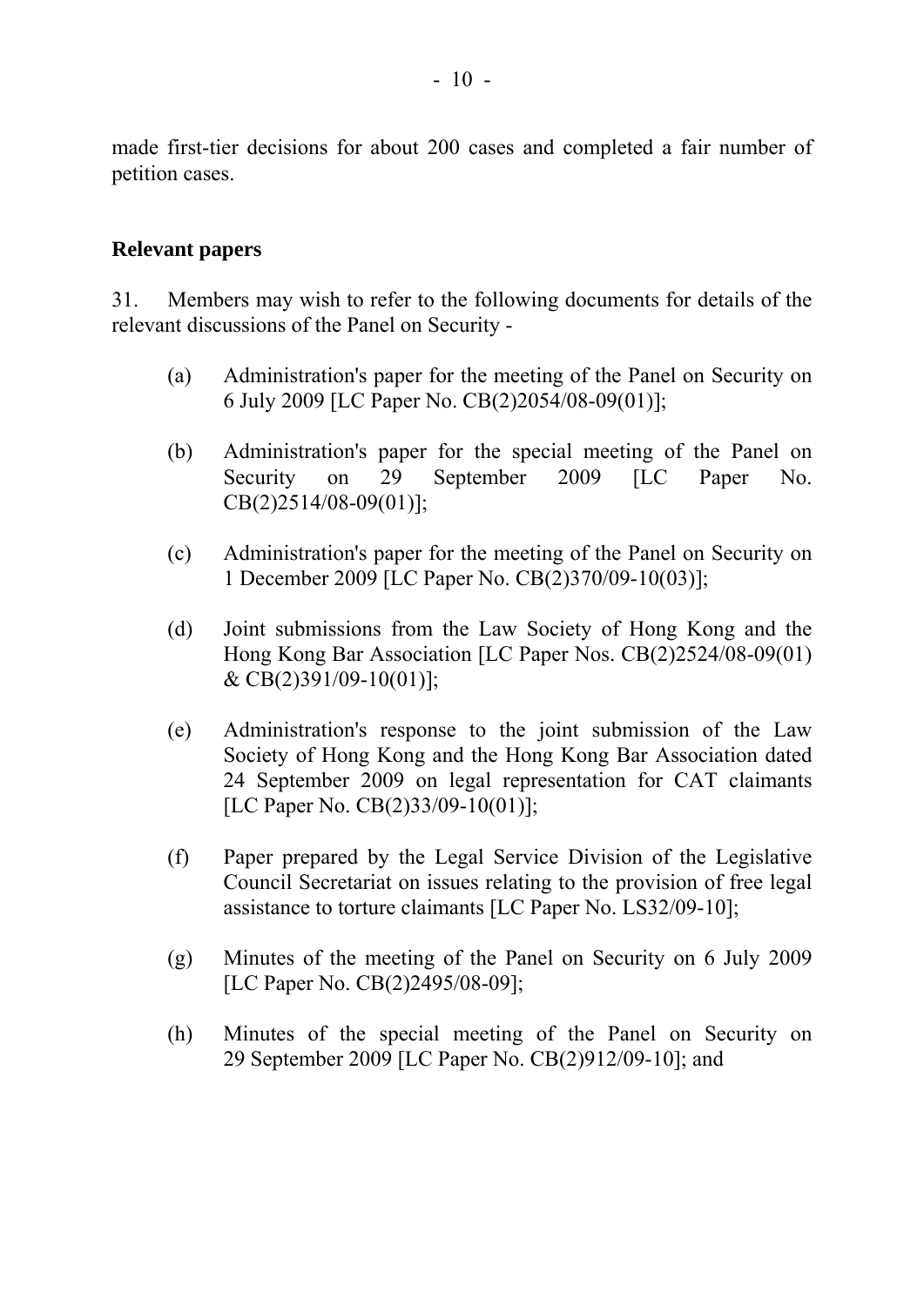made first-tier decisions for about 200 cases and completed a fair number of petition cases.

**Relevant papers**

31. Members may wish to refer to the following documents for details of the relevant discussions of the Panel on Security -

(a) Administration's paper for the meeting of the Panel on Security on 6 July 2009 [LC Paper No. CB(2)2054/08-09(01)];

(b) Administration's paper for the special meeting of the Panel on Security on 29 September 2009 [LC Paper No. CB(2)2514/08-09(01)];

(c) Administration's paper for the meeting of the Panel on Security on 1 December 2009 [LC Paper No. CB(2)370/09-10(03)];

(d) Joint submissions from the Law Society of Hong Kong and the Hong Kong Bar Association [LC Paper Nos. CB(2)2524/08-09(01) & CB(2)391/09-10(01)];

(e) Administration's response to the joint submission of the Law Society of Hong Kong and the Hong Kong Bar Association dated 24 September 2009 on legal representation for CAT claimants [LC Paper No. CB(2)33/09-10(01)];

(f) Paper prepared by the Legal Service Division of the Legislative Council Secretariat on issues relating to the provision of free legal assistance to torture claimants [LC Paper No. LS32/09-10];

(g) Minutes of the meeting of the Panel on Security on 6 July 2009 [LC Paper No. CB(2)2495/08-09];

(h) Minutes of the special meeting of the Panel on Security on 29 September 2009 [LC Paper No. CB(2)912/09-10]; and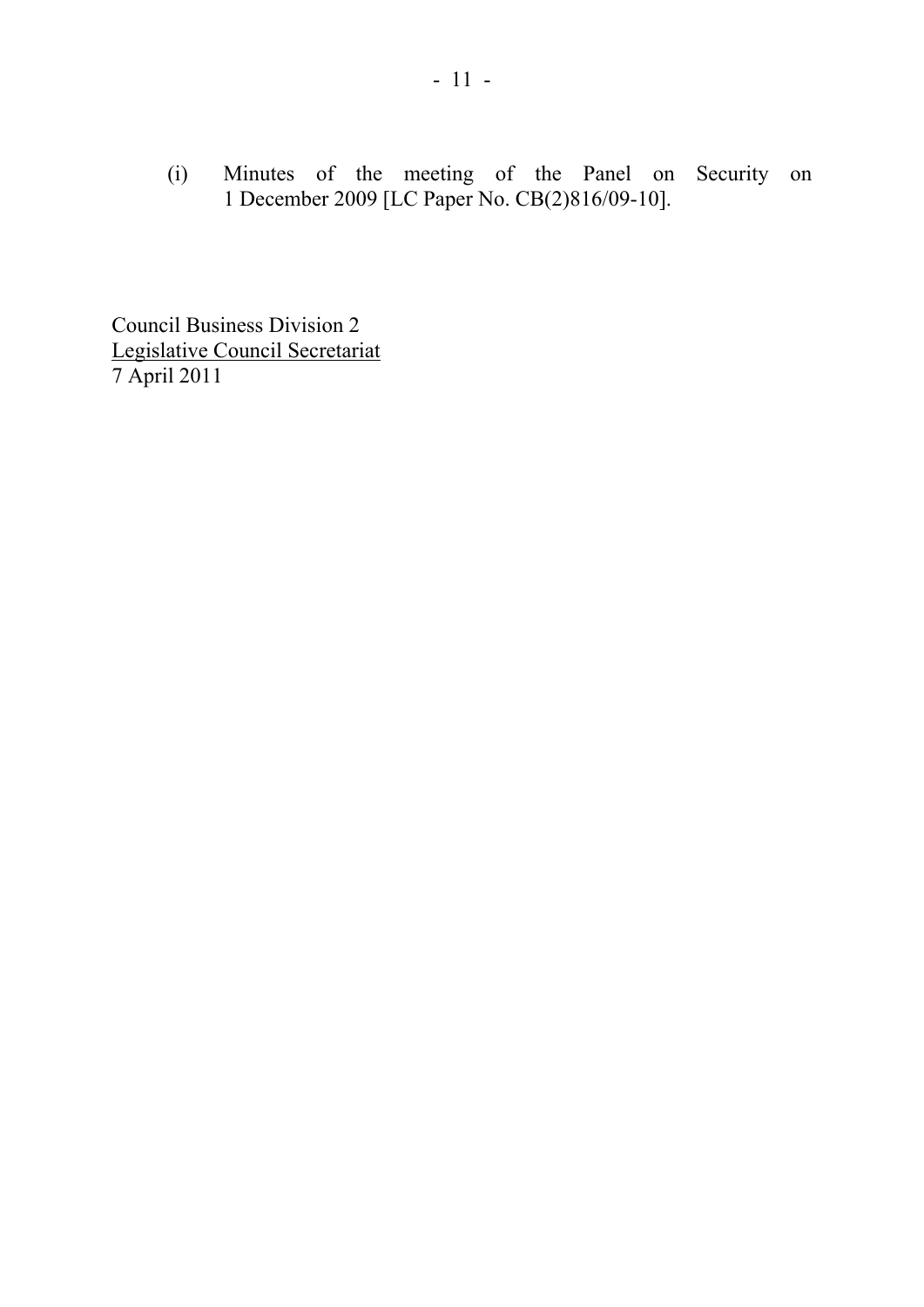(i) Minutes of the meeting of the Panel on Security on 1 December 2009 [LC Paper No. CB(2)816/09-10].

Council Business Division 2
Legislative Council Secretariat
7 April 2011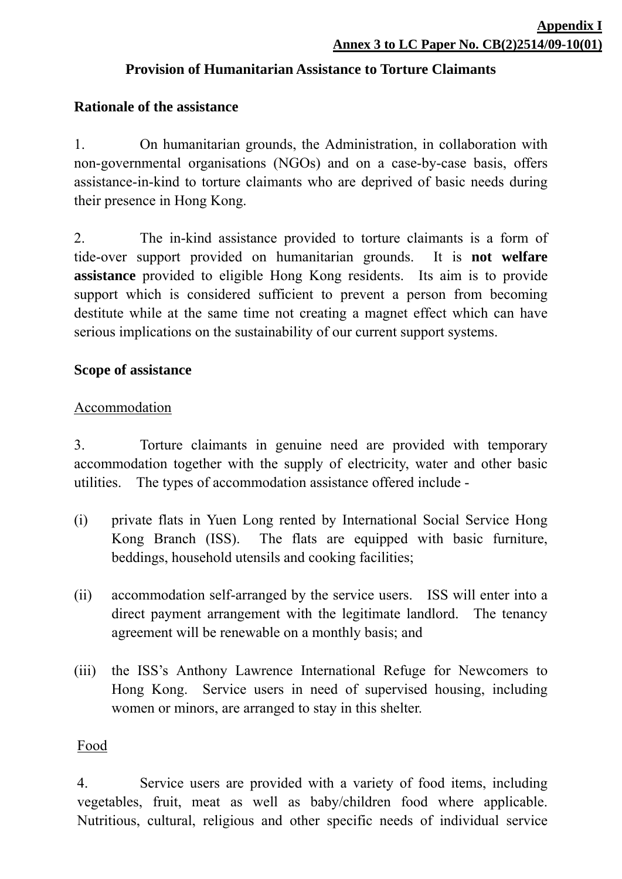**Appendix I**

**Annex 3 to LC Paper No. CB(2)2514/09-10(01)**

**Provision of Humanitarian Assistance to Torture Claimants**

**Rationale of the assistance**

1. On humanitarian grounds, the Administration, in collaboration with non-governmental organisations (NGOs) and on a case-by-case basis, offers assistance-in-kind to torture claimants who are deprived of basic needs during their presence in Hong Kong.

2. The in-kind assistance provided to torture claimants is a form of tide-over support provided on humanitarian grounds. It is **not welfare assistance** provided to eligible Hong Kong residents. Its aim is to provide support which is considered sufficient to prevent a person from becoming destitute while at the same time not creating a magnet effect which can have serious implications on the sustainability of our current support systems.

**Scope of assistance**

Accommodation

3. Torture claimants in genuine need are provided with temporary accommodation together with the supply of electricity, water and other basic utilities. The types of accommodation assistance offered include -

(i) private flats in Yuen Long rented by International Social Service Hong Kong Branch (ISS). The flats are equipped with basic furniture, beddings, household utensils and cooking facilities;

(ii) accommodation self-arranged by the service users. ISS will enter into a direct payment arrangement with the legitimate landlord. The tenancy agreement will be renewable on a monthly basis; and

(iii) the ISS's Anthony Lawrence International Refuge for Newcomers to Hong Kong. Service users in need of supervised housing, including women or minors, are arranged to stay in this shelter.

Food

4. Service users are provided with a variety of food items, including vegetables, fruit, meat as well as baby/children food where applicable. Nutritious, cultural, religious and other specific needs of individual service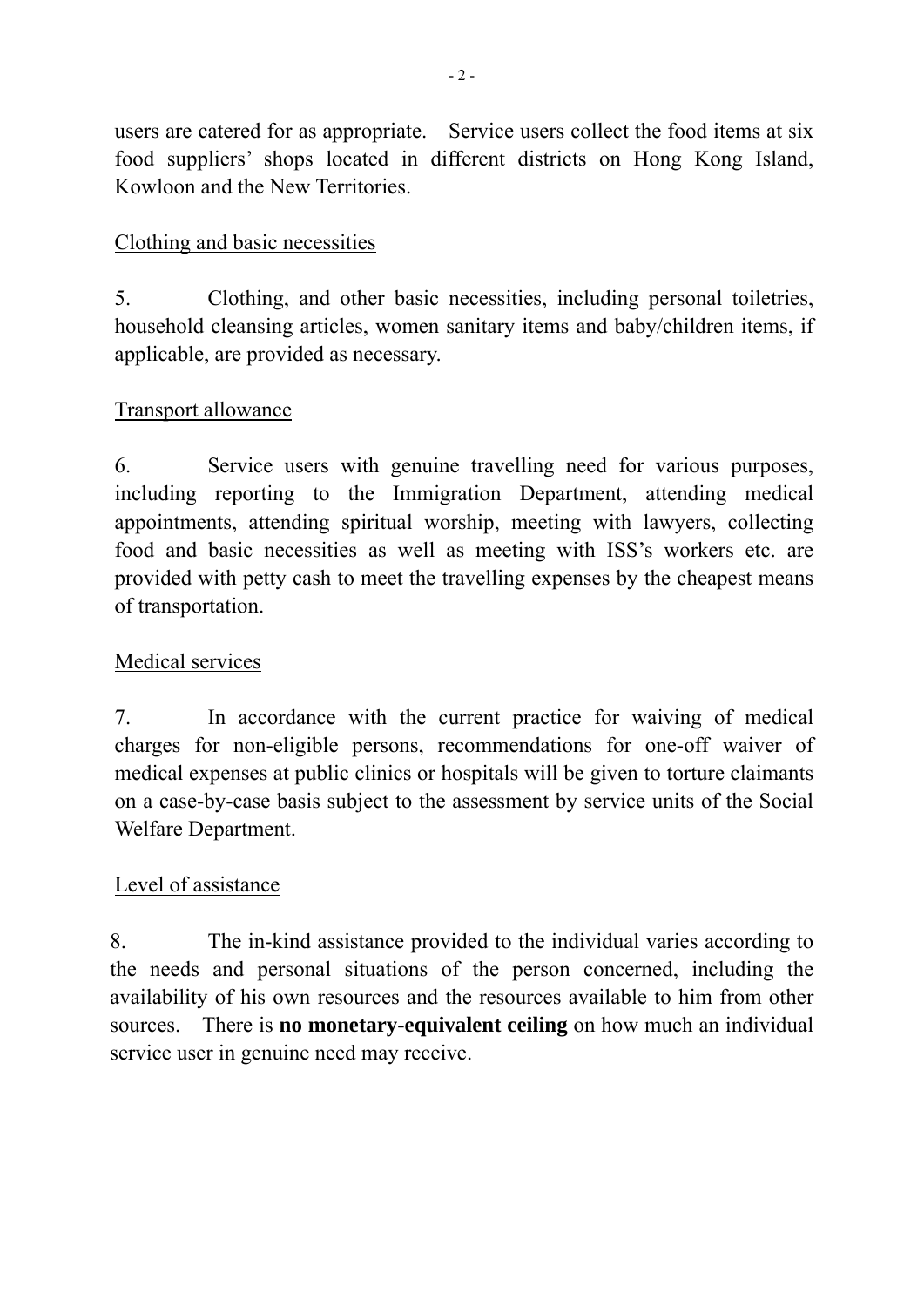users are catered for as appropriate. Service users collect the food items at six food suppliers' shops located in different districts on Hong Kong Island, Kowloon and the New Territories.

<u>Clothing and basic necessities</u>

5. Clothing, and other basic necessities, including personal toiletries, household cleansing articles, women sanitary items and baby/children items, if applicable, are provided as necessary.

<u>Transport allowance</u>

6. Service users with genuine travelling need for various purposes, including reporting to the Immigration Department, attending medical appointments, attending spiritual worship, meeting with lawyers, collecting food and basic necessities as well as meeting with ISS's workers etc. are provided with petty cash to meet the travelling expenses by the cheapest means of transportation.

<u>Medical services</u>

7. In accordance with the current practice for waiving of medical charges for non-eligible persons, recommendations for one-off waiver of medical expenses at public clinics or hospitals will be given to torture claimants on a case-by-case basis subject to the assessment by service units of the Social Welfare Department.

<u>Level of assistance</u>

8. The in-kind assistance provided to the individual varies according to the needs and personal situations of the person concerned, including the availability of his own resources and the resources available to him from other sources. There is **no monetary-equivalent ceiling** on how much an individual service user in genuine need may receive.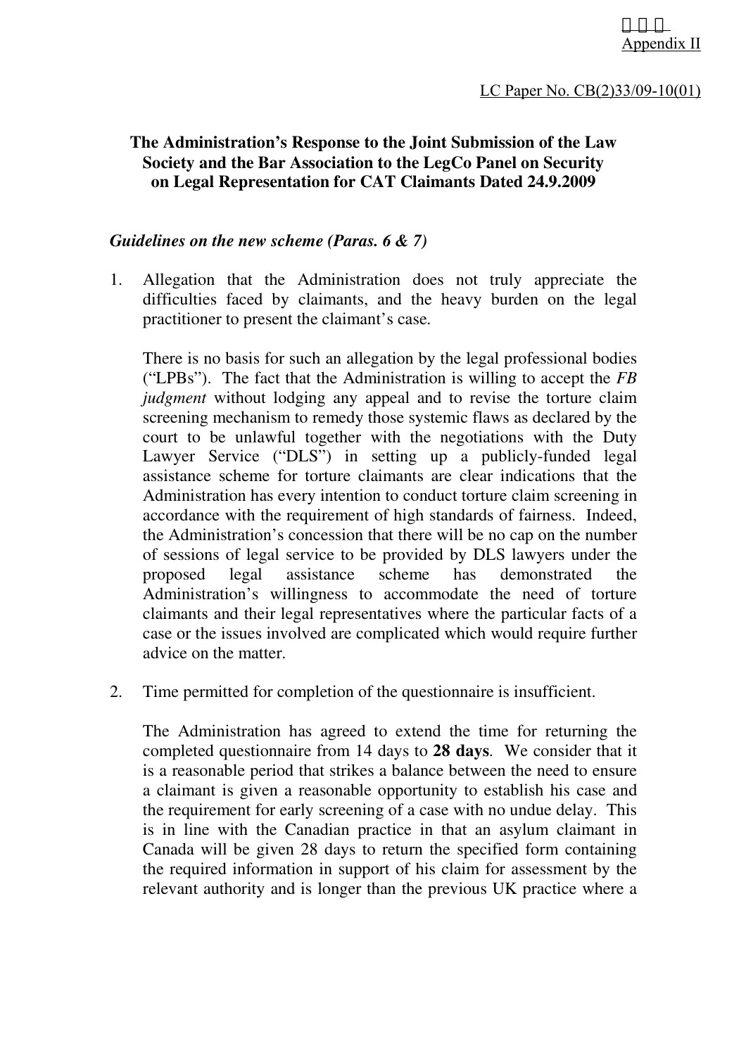附件二
Appendix II

LC Paper No. CB(2)33/09-10(01)

**The Administration's Response to the Joint Submission of the Law Society and the Bar Association to the LegCo Panel on Security on Legal Representation for CAT Claimants Dated 24.9.2009**

## *Guidelines on the new scheme (Paras. 6 & 7)*

1. Allegation that the Administration does not truly appreciate the difficulties faced by claimants, and the heavy burden on the legal practitioner to present the claimant's case.

   There is no basis for such an allegation by the legal professional bodies ("LPBs"). The fact that the Administration is willing to accept the *FB judgment* without lodging any appeal and to revise the torture claim screening mechanism to remedy those systemic flaws as declared by the court to be unlawful together with the negotiations with the Duty Lawyer Service ("DLS") in setting up a publicly-funded legal assistance scheme for torture claimants are clear indications that the Administration has every intention to conduct torture claim screening in accordance with the requirement of high standards of fairness. Indeed, the Administration's concession that there will be no cap on the number of sessions of legal service to be provided by DLS lawyers under the proposed legal assistance scheme has demonstrated the Administration's willingness to accommodate the need of torture claimants and their legal representatives where the particular facts of a case or the issues involved are complicated which would require further advice on the matter.

2. Time permitted for completion of the questionnaire is insufficient.

   The Administration has agreed to extend the time for returning the completed questionnaire from 14 days to **28 days**. We consider that it is a reasonable period that strikes a balance between the need to ensure a claimant is given a reasonable opportunity to establish his case and the requirement for early screening of a case with no undue delay. This is in line with the Canadian practice in that an asylum claimant in Canada will be given 28 days to return the specified form containing the required information in support of his claim for assessment by the relevant authority and is longer than the previous UK practice where a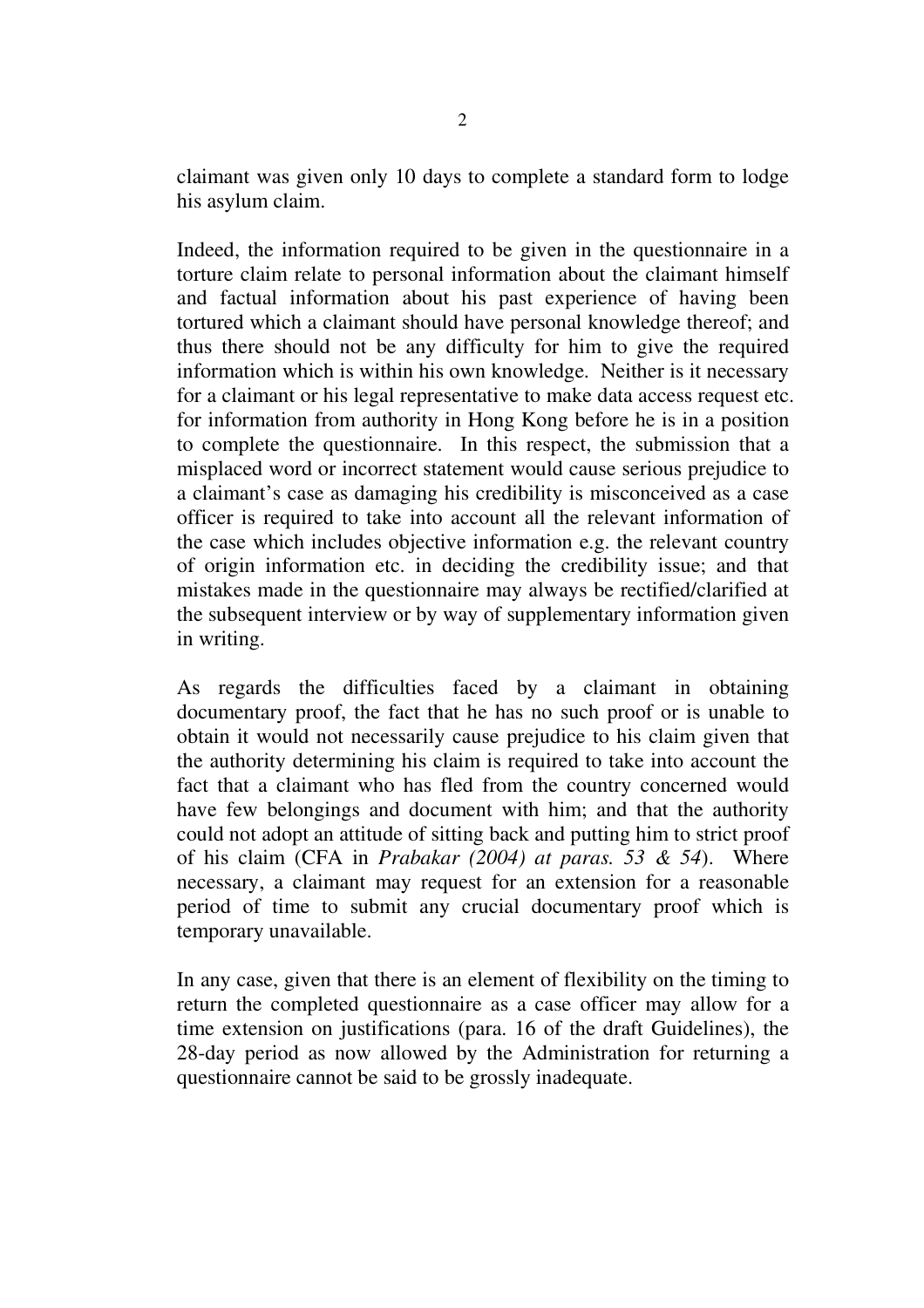claimant was given only 10 days to complete a standard form to lodge his asylum claim.

Indeed, the information required to be given in the questionnaire in a torture claim relate to personal information about the claimant himself and factual information about his past experience of having been tortured which a claimant should have personal knowledge thereof; and thus there should not be any difficulty for him to give the required information which is within his own knowledge. Neither is it necessary for a claimant or his legal representative to make data access request etc. for information from authority in Hong Kong before he is in a position to complete the questionnaire. In this respect, the submission that a misplaced word or incorrect statement would cause serious prejudice to a claimant's case as damaging his credibility is misconceived as a case officer is required to take into account all the relevant information of the case which includes objective information e.g. the relevant country of origin information etc. in deciding the credibility issue; and that mistakes made in the questionnaire may always be rectified/clarified at the subsequent interview or by way of supplementary information given in writing.

As regards the difficulties faced by a claimant in obtaining documentary proof, the fact that he has no such proof or is unable to obtain it would not necessarily cause prejudice to his claim given that the authority determining his claim is required to take into account the fact that a claimant who has fled from the country concerned would have few belongings and document with him; and that the authority could not adopt an attitude of sitting back and putting him to strict proof of his claim (CFA in *Prabakar (2004) at paras. 53 & 54*). Where necessary, a claimant may request for an extension for a reasonable period of time to submit any crucial documentary proof which is temporary unavailable.

In any case, given that there is an element of flexibility on the timing to return the completed questionnaire as a case officer may allow for a time extension on justifications (para. 16 of the draft Guidelines), the 28-day period as now allowed by the Administration for returning a questionnaire cannot be said to be grossly inadequate.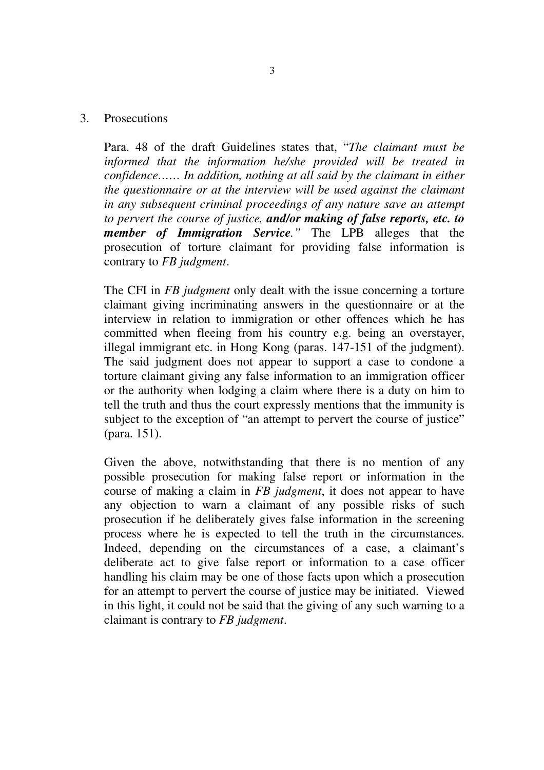3. Prosecutions

Para. 48 of the draft Guidelines states that, "*The claimant must be informed that the information he/she provided will be treated in confidence…… In addition, nothing at all said by the claimant in either the questionnaire or at the interview will be used against the claimant in any subsequent criminal proceedings of any nature save an attempt to pervert the course of justice, **and/or making of false reports, etc. to member of Immigration Service**.*" The LPB alleges that the prosecution of torture claimant for providing false information is contrary to *FB judgment*.

The CFI in *FB judgment* only dealt with the issue concerning a torture claimant giving incriminating answers in the questionnaire or at the interview in relation to immigration or other offences which he has committed when fleeing from his country e.g. being an overstayer, illegal immigrant etc. in Hong Kong (paras. 147-151 of the judgment). The said judgment does not appear to support a case to condone a torture claimant giving any false information to an immigration officer or the authority when lodging a claim where there is a duty on him to tell the truth and thus the court expressly mentions that the immunity is subject to the exception of "an attempt to pervert the course of justice" (para. 151).

Given the above, notwithstanding that there is no mention of any possible prosecution for making false report or information in the course of making a claim in *FB judgment*, it does not appear to have any objection to warn a claimant of any possible risks of such prosecution if he deliberately gives false information in the screening process where he is expected to tell the truth in the circumstances. Indeed, depending on the circumstances of a case, a claimant's deliberate act to give false report or information to a case officer handling his claim may be one of those facts upon which a prosecution for an attempt to pervert the course of justice may be initiated. Viewed in this light, it could not be said that the giving of any such warning to a claimant is contrary to *FB judgment*.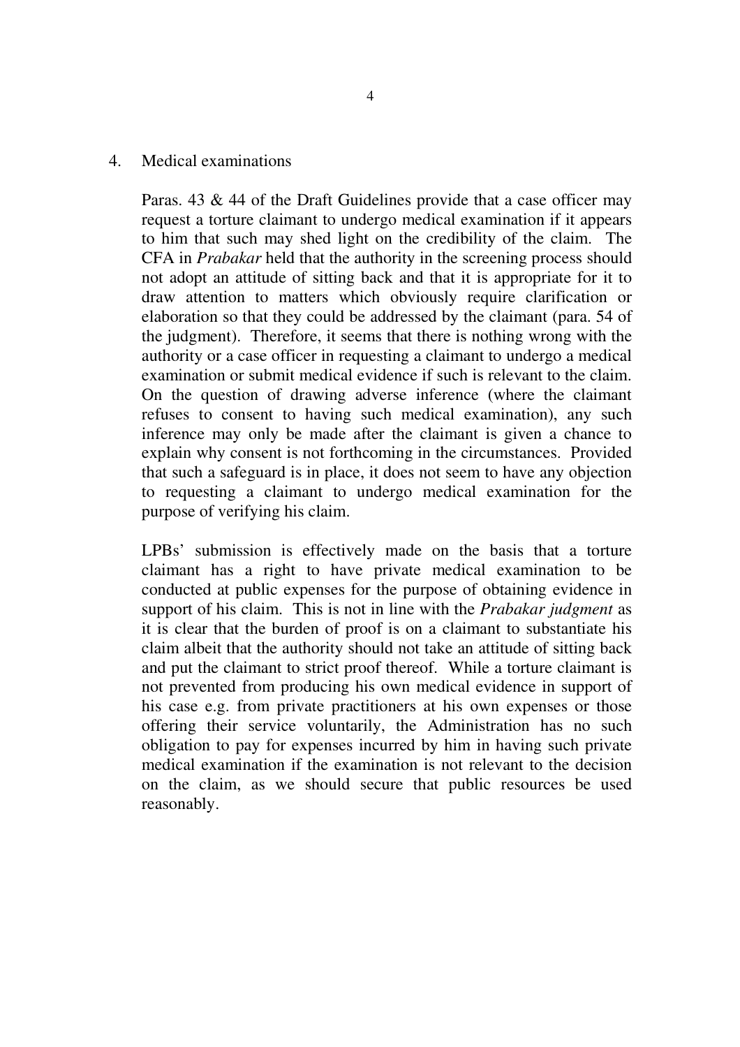## 4. Medical examinations

Paras. 43 & 44 of the Draft Guidelines provide that a case officer may request a torture claimant to undergo medical examination if it appears to him that such may shed light on the credibility of the claim. The CFA in *Prabakar* held that the authority in the screening process should not adopt an attitude of sitting back and that it is appropriate for it to draw attention to matters which obviously require clarification or elaboration so that they could be addressed by the claimant (para. 54 of the judgment). Therefore, it seems that there is nothing wrong with the authority or a case officer in requesting a claimant to undergo a medical examination or submit medical evidence if such is relevant to the claim. On the question of drawing adverse inference (where the claimant refuses to consent to having such medical examination), any such inference may only be made after the claimant is given a chance to explain why consent is not forthcoming in the circumstances. Provided that such a safeguard is in place, it does not seem to have any objection to requesting a claimant to undergo medical examination for the purpose of verifying his claim.

LPBs' submission is effectively made on the basis that a torture claimant has a right to have private medical examination to be conducted at public expenses for the purpose of obtaining evidence in support of his claim. This is not in line with the *Prabakar judgment* as it is clear that the burden of proof is on a claimant to substantiate his claim albeit that the authority should not take an attitude of sitting back and put the claimant to strict proof thereof. While a torture claimant is not prevented from producing his own medical evidence in support of his case e.g. from private practitioners at his own expenses or those offering their service voluntarily, the Administration has no such obligation to pay for expenses incurred by him in having such private medical examination if the examination is not relevant to the decision on the claim, as we should secure that public resources be used reasonably.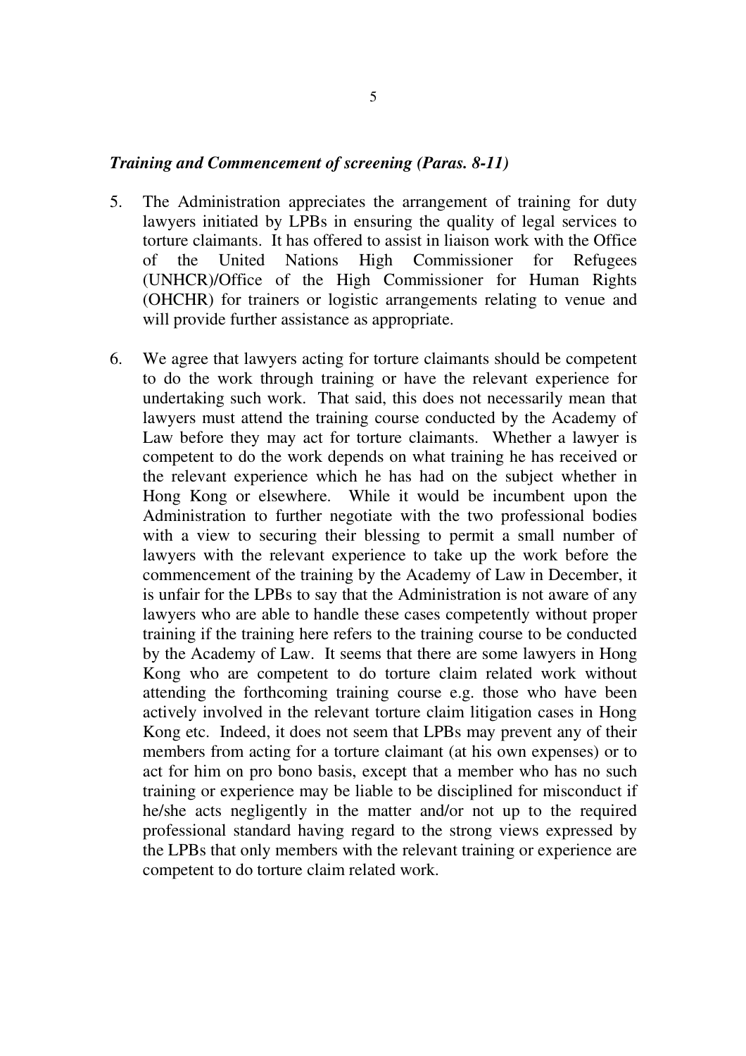***Training and Commencement of screening (Paras. 8-11)***

5. The Administration appreciates the arrangement of training for duty lawyers initiated by LPBs in ensuring the quality of legal services to torture claimants. It has offered to assist in liaison work with the Office of the United Nations High Commissioner for Refugees (UNHCR)/Office of the High Commissioner for Human Rights (OHCHR) for trainers or logistic arrangements relating to venue and will provide further assistance as appropriate.

6. We agree that lawyers acting for torture claimants should be competent to do the work through training or have the relevant experience for undertaking such work. That said, this does not necessarily mean that lawyers must attend the training course conducted by the Academy of Law before they may act for torture claimants. Whether a lawyer is competent to do the work depends on what training he has received or the relevant experience which he has had on the subject whether in Hong Kong or elsewhere. While it would be incumbent upon the Administration to further negotiate with the two professional bodies with a view to securing their blessing to permit a small number of lawyers with the relevant experience to take up the work before the commencement of the training by the Academy of Law in December, it is unfair for the LPBs to say that the Administration is not aware of any lawyers who are able to handle these cases competently without proper training if the training here refers to the training course to be conducted by the Academy of Law. It seems that there are some lawyers in Hong Kong who are competent to do torture claim related work without attending the forthcoming training course e.g. those who have been actively involved in the relevant torture claim litigation cases in Hong Kong etc. Indeed, it does not seem that LPBs may prevent any of their members from acting for a torture claimant (at his own expenses) or to act for him on pro bono basis, except that a member who has no such training or experience may be liable to be disciplined for misconduct if he/she acts negligently in the matter and/or not up to the required professional standard having regard to the strong views expressed by the LPBs that only members with the relevant training or experience are competent to do torture claim related work.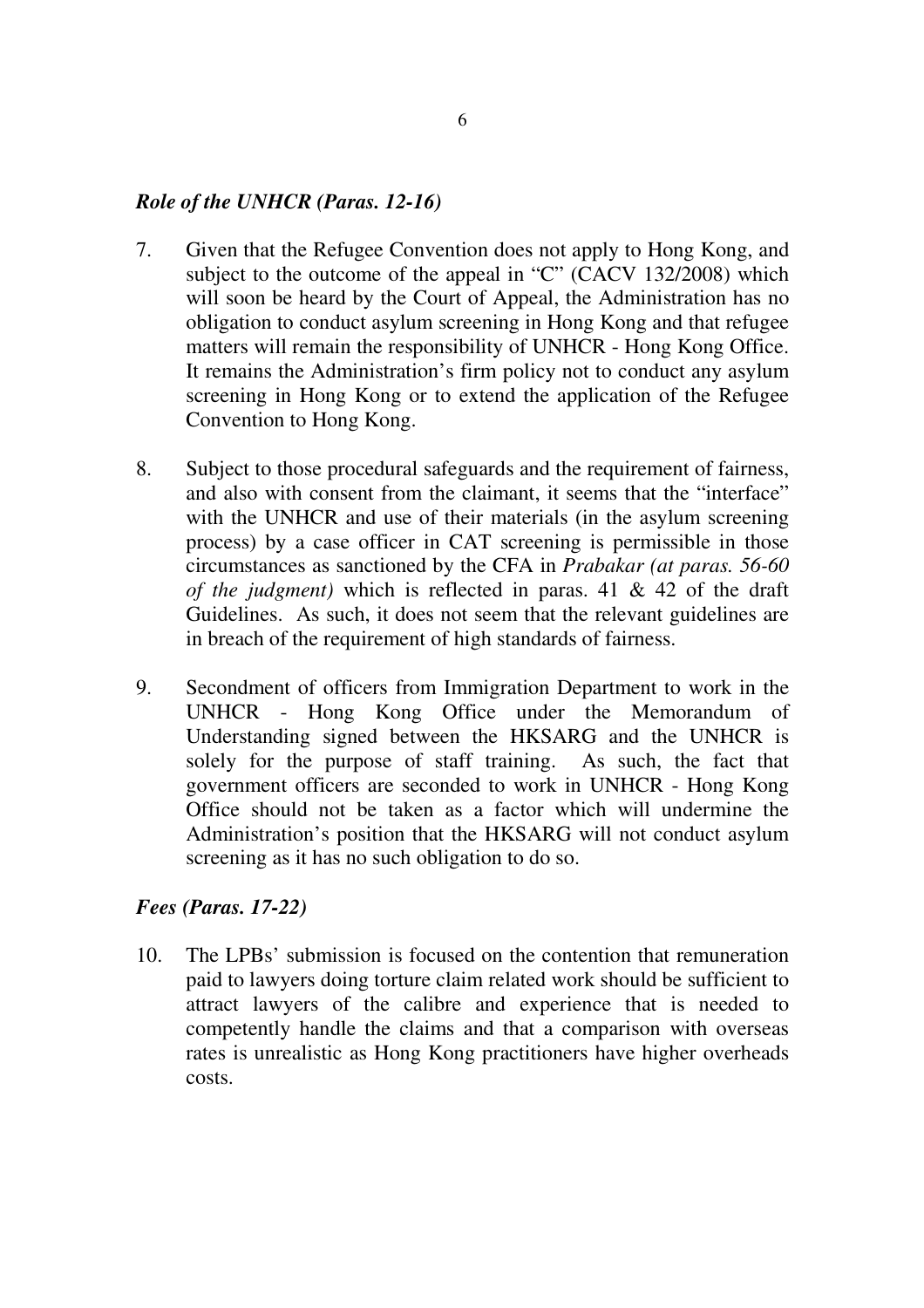### *Role of the UNHCR (Paras. 12-16)*

7. Given that the Refugee Convention does not apply to Hong Kong, and subject to the outcome of the appeal in "C" (CACV 132/2008) which will soon be heard by the Court of Appeal, the Administration has no obligation to conduct asylum screening in Hong Kong and that refugee matters will remain the responsibility of UNHCR - Hong Kong Office. It remains the Administration's firm policy not to conduct any asylum screening in Hong Kong or to extend the application of the Refugee Convention to Hong Kong.

8. Subject to those procedural safeguards and the requirement of fairness, and also with consent from the claimant, it seems that the "interface" with the UNHCR and use of their materials (in the asylum screening process) by a case officer in CAT screening is permissible in those circumstances as sanctioned by the CFA in *Prabakar (at paras. 56-60 of the judgment)* which is reflected in paras. 41 & 42 of the draft Guidelines. As such, it does not seem that the relevant guidelines are in breach of the requirement of high standards of fairness.

9. Secondment of officers from Immigration Department to work in the UNHCR - Hong Kong Office under the Memorandum of Understanding signed between the HKSARG and the UNHCR is solely for the purpose of staff training. As such, the fact that government officers are seconded to work in UNHCR - Hong Kong Office should not be taken as a factor which will undermine the Administration's position that the HKSARG will not conduct asylum screening as it has no such obligation to do so.

### *Fees (Paras. 17-22)*

10. The LPBs' submission is focused on the contention that remuneration paid to lawyers doing torture claim related work should be sufficient to attract lawyers of the calibre and experience that is needed to competently handle the claims and that a comparison with overseas rates is unrealistic as Hong Kong practitioners have higher overheads costs.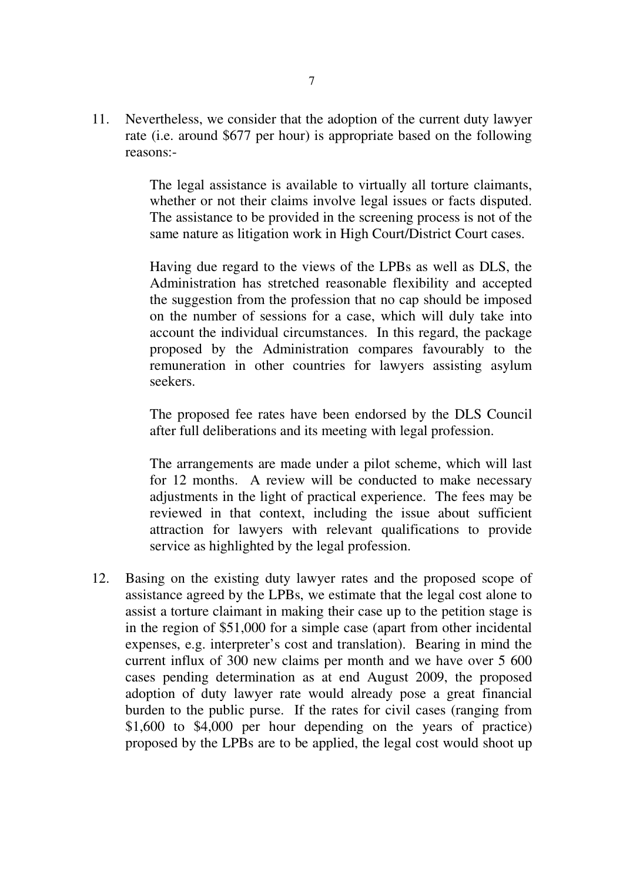11. Nevertheless, we consider that the adoption of the current duty lawyer rate (i.e. around $677 per hour) is appropriate based on the following reasons:-

    The legal assistance is available to virtually all torture claimants, whether or not their claims involve legal issues or facts disputed. The assistance to be provided in the screening process is not of the same nature as litigation work in High Court/District Court cases.

    Having due regard to the views of the LPBs as well as DLS, the Administration has stretched reasonable flexibility and accepted the suggestion from the profession that no cap should be imposed on the number of sessions for a case, which will duly take into account the individual circumstances. In this regard, the package proposed by the Administration compares favourably to the remuneration in other countries for lawyers assisting asylum seekers.

    The proposed fee rates have been endorsed by the DLS Council after full deliberations and its meeting with legal profession.

    The arrangements are made under a pilot scheme, which will last for 12 months. A review will be conducted to make necessary adjustments in the light of practical experience. The fees may be reviewed in that context, including the issue about sufficient attraction for lawyers with relevant qualifications to provide service as highlighted by the legal profession.

12. Basing on the existing duty lawyer rates and the proposed scope of assistance agreed by the LPBs, we estimate that the legal cost alone to assist a torture claimant in making their case up to the petition stage is in the region of $51,000 for a simple case (apart from other incidental expenses, e.g. interpreter's cost and translation). Bearing in mind the current influx of 300 new claims per month and we have over 5 600 cases pending determination as at end August 2009, the proposed adoption of duty lawyer rate would already pose a great financial burden to the public purse. If the rates for civil cases (ranging from $1,600 to $4,000 per hour depending on the years of practice) proposed by the LPBs are to be applied, the legal cost would shoot up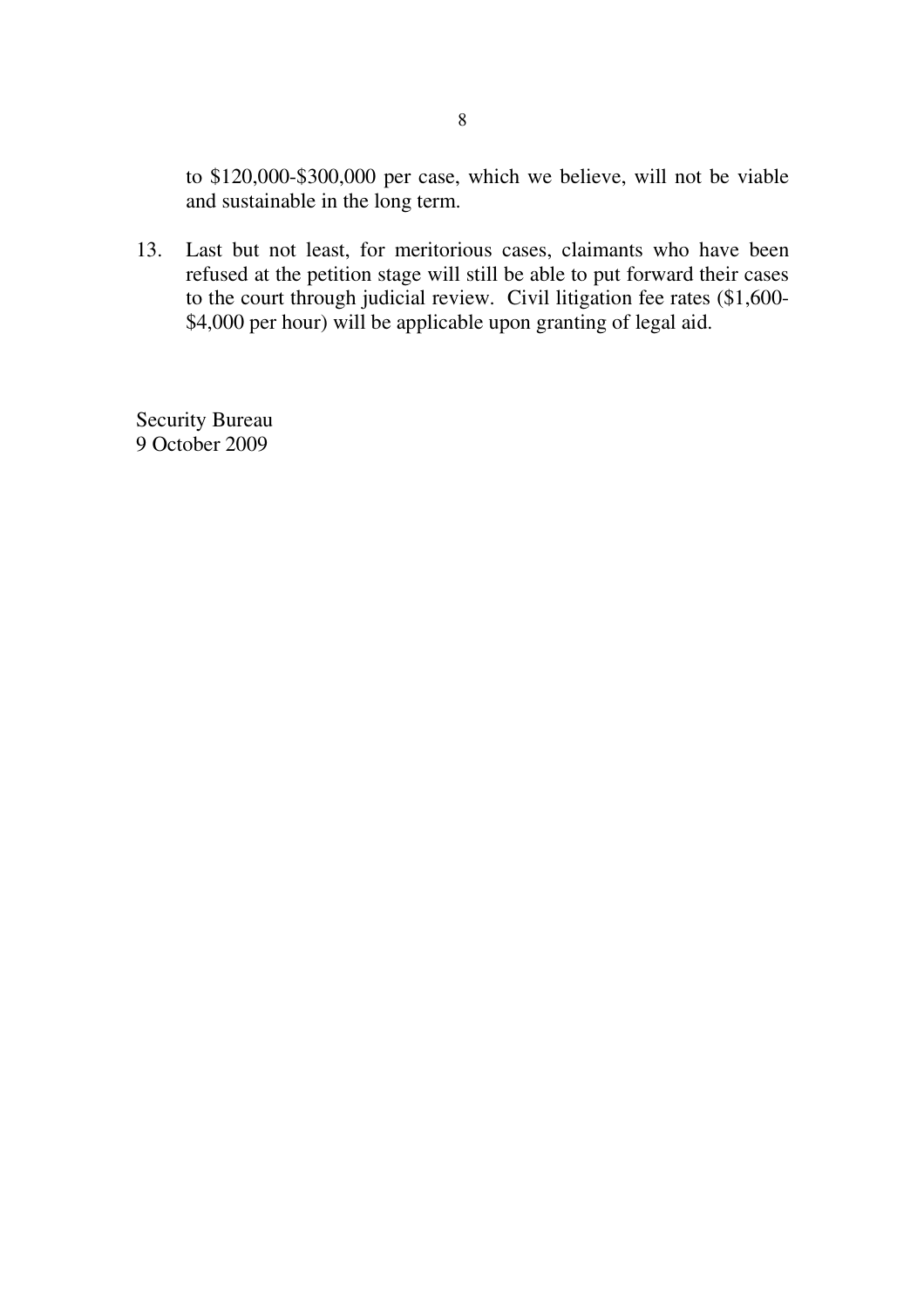to $120,000-$300,000 per case, which we believe, will not be viable and sustainable in the long term.

13. Last but not least, for meritorious cases, claimants who have been refused at the petition stage will still be able to put forward their cases to the court through judicial review. Civil litigation fee rates ($1,600-$4,000 per hour) will be applicable upon granting of legal aid.

Security Bureau
9 October 2009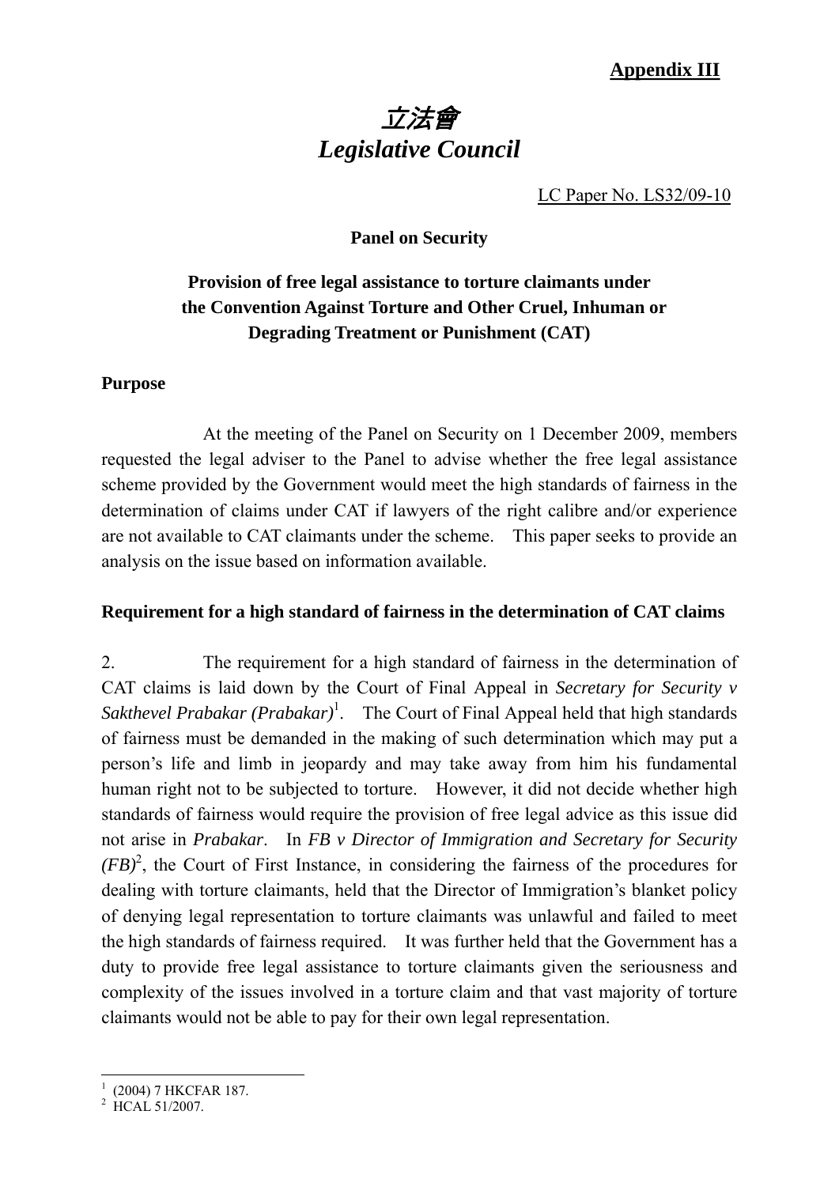**Appendix III**

# 立法會
# *Legislative Council*

LC Paper No. LS32/09-10

**Panel on Security**

## Provision of free legal assistance to torture claimants under the Convention Against Torture and Other Cruel, Inhuman or Degrading Treatment or Punishment (CAT)

### Purpose

At the meeting of the Panel on Security on 1 December 2009, members requested the legal adviser to the Panel to advise whether the free legal assistance scheme provided by the Government would meet the high standards of fairness in the determination of claims under CAT if lawyers of the right calibre and/or experience are not available to CAT claimants under the scheme. This paper seeks to provide an analysis on the issue based on information available.

### Requirement for a high standard of fairness in the determination of CAT claims

2. The requirement for a high standard of fairness in the determination of CAT claims is laid down by the Court of Final Appeal in *Secretary for Security v Sakthevel Prabakar (Prabakar)*[1]. The Court of Final Appeal held that high standards of fairness must be demanded in the making of such determination which may put a person's life and limb in jeopardy and may take away from him his fundamental human right not to be subjected to torture. However, it did not decide whether high standards of fairness would require the provision of free legal advice as this issue did not arise in *Prabakar*. In *FB v Director of Immigration and Secretary for Security (FB)*[2], the Court of First Instance, in considering the fairness of the procedures for dealing with torture claimants, held that the Director of Immigration's blanket policy of denying legal representation to torture claimants was unlawful and failed to meet the high standards of fairness required. It was further held that the Government has a duty to provide free legal assistance to torture claimants given the seriousness and complexity of the issues involved in a torture claim and that vast majority of torture claimants would not be able to pay for their own legal representation.

---

[1] (2004) 7 HKCFAR 187.

[2] HCAL 51/2007.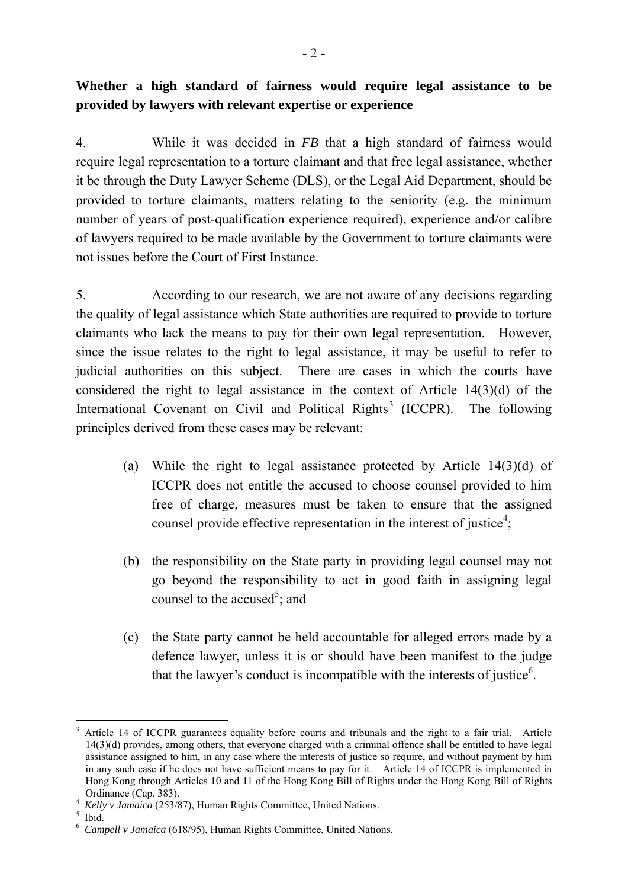**Whether a high standard of fairness would require legal assistance to be provided by lawyers with relevant expertise or experience**

4. While it was decided in *FB* that a high standard of fairness would require legal representation to a torture claimant and that free legal assistance, whether it be through the Duty Lawyer Scheme (DLS), or the Legal Aid Department, should be provided to torture claimants, matters relating to the seniority (e.g. the minimum number of years of post-qualification experience required), experience and/or calibre of lawyers required to be made available by the Government to torture claimants were not issues before the Court of First Instance.

5. According to our research, we are not aware of any decisions regarding the quality of legal assistance which State authorities are required to provide to torture claimants who lack the means to pay for their own legal representation. However, since the issue relates to the right to legal assistance, it may be useful to refer to judicial authorities on this subject. There are cases in which the courts have considered the right to legal assistance in the context of Article 14(3)(d) of the International Covenant on Civil and Political Rights[3] (ICCPR). The following principles derived from these cases may be relevant:

(a) While the right to legal assistance protected by Article 14(3)(d) of ICCPR does not entitle the accused to choose counsel provided to him free of charge, measures must be taken to ensure that the assigned counsel provide effective representation in the interest of justice[4];

(b) the responsibility on the State party in providing legal counsel may not go beyond the responsibility to act in good faith in assigning legal counsel to the accused[5]; and

(c) the State party cannot be held accountable for alleged errors made by a defence lawyer, unless it is or should have been manifest to the judge that the lawyer's conduct is incompatible with the interests of justice[6].

---

[3] Article 14 of ICCPR guarantees equality before courts and tribunals and the right to a fair trial. Article 14(3)(d) provides, among others, that everyone charged with a criminal offence shall be entitled to have legal assistance assigned to him, in any case where the interests of justice so require, and without payment by him in any such case if he does not have sufficient means to pay for it. Article 14 of ICCPR is implemented in Hong Kong through Articles 10 and 11 of the Hong Kong Bill of Rights under the Hong Kong Bill of Rights Ordinance (Cap. 383).

[4] *Kelly v Jamaica* (253/87), Human Rights Committee, United Nations.

[5] Ibid.

[6] *Campell v Jamaica* (618/95), Human Rights Committee, United Nations.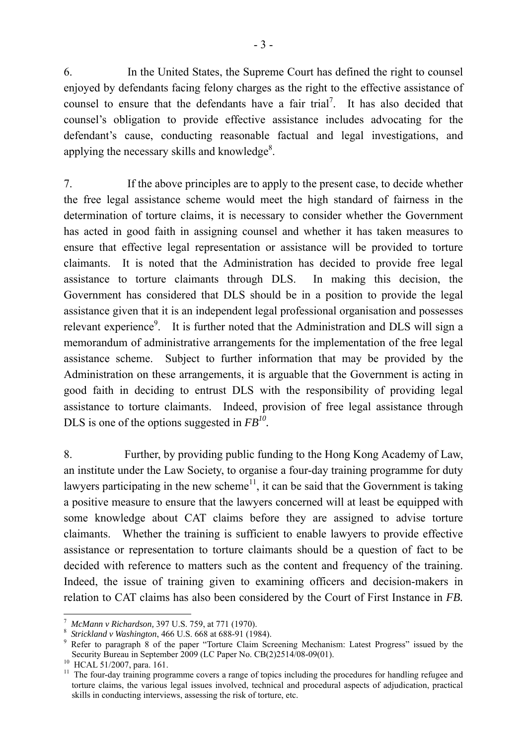6. In the United States, the Supreme Court has defined the right to counsel enjoyed by defendants facing felony charges as the right to the effective assistance of counsel to ensure that the defendants have a fair trial[7]. It has also decided that counsel's obligation to provide effective assistance includes advocating for the defendant's cause, conducting reasonable factual and legal investigations, and applying the necessary skills and knowledge[8].

7. If the above principles are to apply to the present case, to decide whether the free legal assistance scheme would meet the high standard of fairness in the determination of torture claims, it is necessary to consider whether the Government has acted in good faith in assigning counsel and whether it has taken measures to ensure that effective legal representation or assistance will be provided to torture claimants. It is noted that the Administration has decided to provide free legal assistance to torture claimants through DLS. In making this decision, the Government has considered that DLS should be in a position to provide the legal assistance given that it is an independent legal professional organisation and possesses relevant experience[9]. It is further noted that the Administration and DLS will sign a memorandum of administrative arrangements for the implementation of the free legal assistance scheme. Subject to further information that may be provided by the Administration on these arrangements, it is arguable that the Government is acting in good faith in deciding to entrust DLS with the responsibility of providing legal assistance to torture claimants. Indeed, provision of free legal assistance through DLS is one of the options suggested in ***FB***[10].

8. Further, by providing public funding to the Hong Kong Academy of Law, an institute under the Law Society, to organise a four-day training programme for duty lawyers participating in the new scheme[11], it can be said that the Government is taking a positive measure to ensure that the lawyers concerned will at least be equipped with some knowledge about CAT claims before they are assigned to advise torture claimants. Whether the training is sufficient to enable lawyers to provide effective assistance or representation to torture claimants should be a question of fact to be decided with reference to matters such as the content and frequency of the training. Indeed, the issue of training given to examining officers and decision-makers in relation to CAT claims has also been considered by the Court of First Instance in ***FB***.

---

[7] *McMann v Richardson,* 397 U.S. 759, at 771 (1970).

[8] *Strickland v Washington*, 466 U.S. 668 at 688-91 (1984).

[9] Refer to paragraph 8 of the paper "Torture Claim Screening Mechanism: Latest Progress" issued by the Security Bureau in September 2009 (LC Paper No. CB(2)2514/08-09(01).

[10] HCAL 51/2007, para. 161.

[11] The four-day training programme covers a range of topics including the procedures for handling refugee and torture claims, the various legal issues involved, technical and procedural aspects of adjudication, practical skills in conducting interviews, assessing the risk of torture, etc.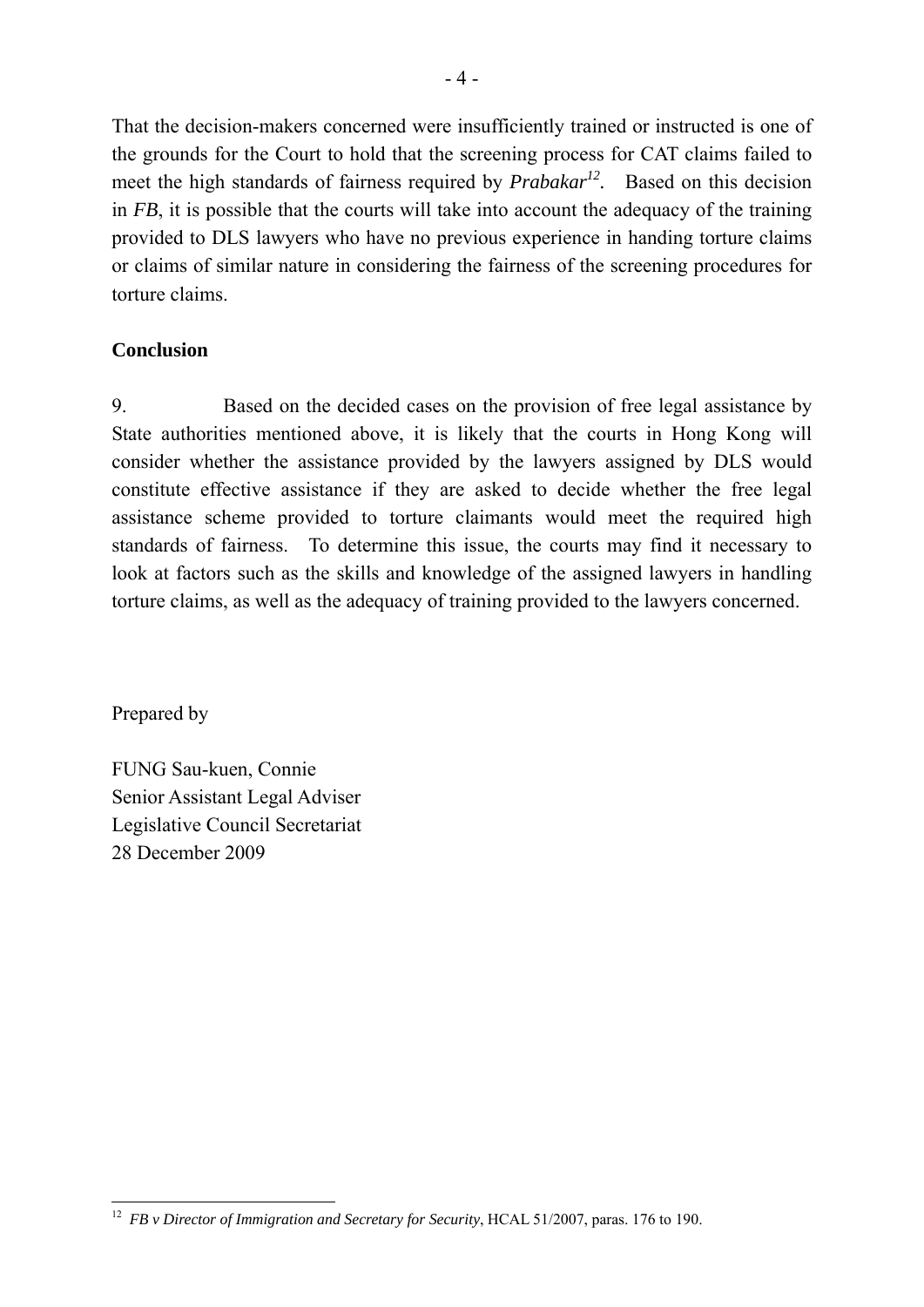That the decision-makers concerned were insufficiently trained or instructed is one of the grounds for the Court to hold that the screening process for CAT claims failed to meet the high standards of fairness required by ***Prabakar***[12]. Based on this decision in *FB*, it is possible that the courts will take into account the adequacy of the training provided to DLS lawyers who have no previous experience in handing torture claims or claims of similar nature in considering the fairness of the screening procedures for torture claims.

**Conclusion**

9. Based on the decided cases on the provision of free legal assistance by State authorities mentioned above, it is likely that the courts in Hong Kong will consider whether the assistance provided by the lawyers assigned by DLS would constitute effective assistance if they are asked to decide whether the free legal assistance scheme provided to torture claimants would meet the required high standards of fairness. To determine this issue, the courts may find it necessary to look at factors such as the skills and knowledge of the assigned lawyers in handling torture claims, as well as the adequacy of training provided to the lawyers concerned.

Prepared by

FUNG Sau-kuen, Connie
Senior Assistant Legal Adviser
Legislative Council Secretariat
28 December 2009

---

[12] *FB v Director of Immigration and Secretary for Security*, HCAL 51/2007, paras. 176 to 190.